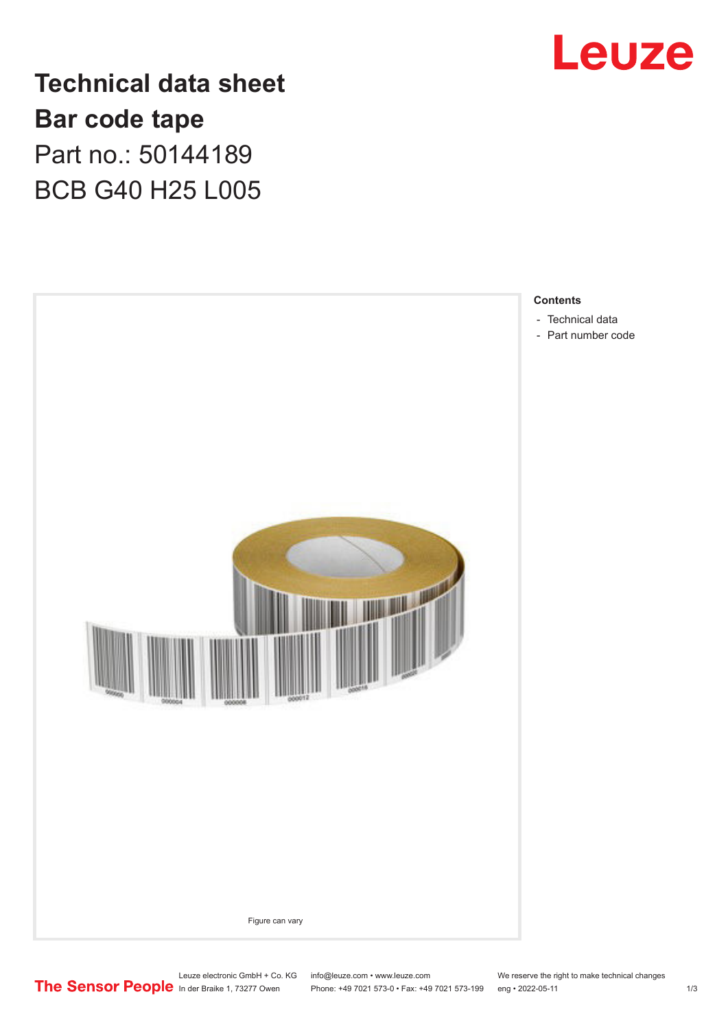# Technical data sheet

# Bar code tape

Part no.: 50144189

BCB G40 H25 L005

Figure can vary

**Contents**

- Technical data
- Part number code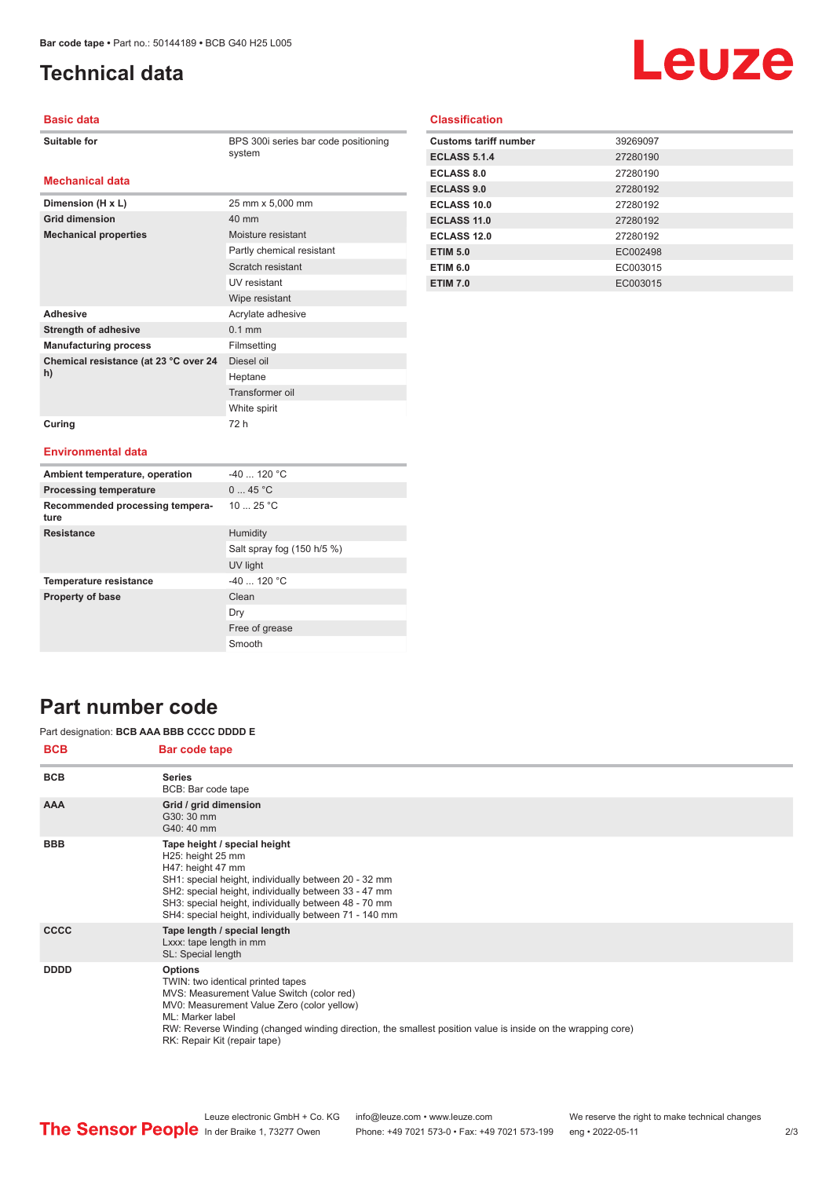# Technical data

## Basic data

| | |
|---|---|
| **Suitable for** | BPS 300i series bar code positioning system |

## Mechanical data

| | |
|---|---|
| **Dimension (H x L)** | 25 mm x 5,000 mm |
| **Grid dimension** | 40 mm |
| **Mechanical properties** | Moisture resistant |
| | Partly chemical resistant |
| | Scratch resistant |
| | UV resistant |
| | Wipe resistant |
| **Adhesive** | Acrylate adhesive |
| **Strength of adhesive** | 0.1 mm |
| **Manufacturing process** | Filmsetting |
| **Chemical resistance (at 23 °C over 24 h)** | Diesel oil |
| | Heptane |
| | Transformer oil |
| | White spirit |
| **Curing** | 72 h |

## Environmental data

| | |
|---|---|
| **Ambient temperature, operation** | -40 ... 120 °C |
| **Processing temperature** | 0 ... 45 °C |
| **Recommended processing temperature** | 10 ... 25 °C |
| **Resistance** | Humidity |
| | Salt spray fog (150 h/5 %) |
| | UV light |
| **Temperature resistance** | -40 ... 120 °C |
| **Property of base** | Clean |
| | Dry |
| | Free of grease |
| | Smooth |

## Classification

| | |
|---|---|
| **Customs tariff number** | 39269097 |
| **ECLASS 5.1.4** | 27280190 |
| **ECLASS 8.0** | 27280190 |
| **ECLASS 9.0** | 27280192 |
| **ECLASS 10.0** | 27280192 |
| **ECLASS 11.0** | 27280192 |
| **ECLASS 12.0** | 27280192 |
| **ETIM 5.0** | EC002498 |
| **ETIM 6.0** | EC003015 |
| **ETIM 7.0** | EC003015 |

# Part number code

Part designation: **BCB AAA BBB CCCC DDDD E**

| BCB | Bar code tape |
|---|---|
| **BCB** | **Series**<br>BCB: Bar code tape |
| **AAA** | **Grid / grid dimension**<br>G30: 30 mm<br>G40: 40 mm |
| **BBB** | **Tape height / special height**<br>H25: height 25 mm<br>H47: height 47 mm<br>SH1: special height, individually between 20 - 32 mm<br>SH2: special height, individually between 33 - 47 mm<br>SH3: special height, individually between 48 - 70 mm<br>SH4: special height, individually between 71 - 140 mm |
| **CCCC** | **Tape length / special length**<br>Lxxx: tape length in mm<br>SL: Special length |
| **DDDD** | **Options**<br>TWIN: two identical printed tapes<br>MVS: Measurement Value Switch (color red)<br>MV0: Measurement Value Zero (color yellow)<br>ML: Marker label<br>RW: Reverse Winding (changed winding direction, the smallest position value is inside on the wrapping core)<br>RK: Repair Kit (repair tape) |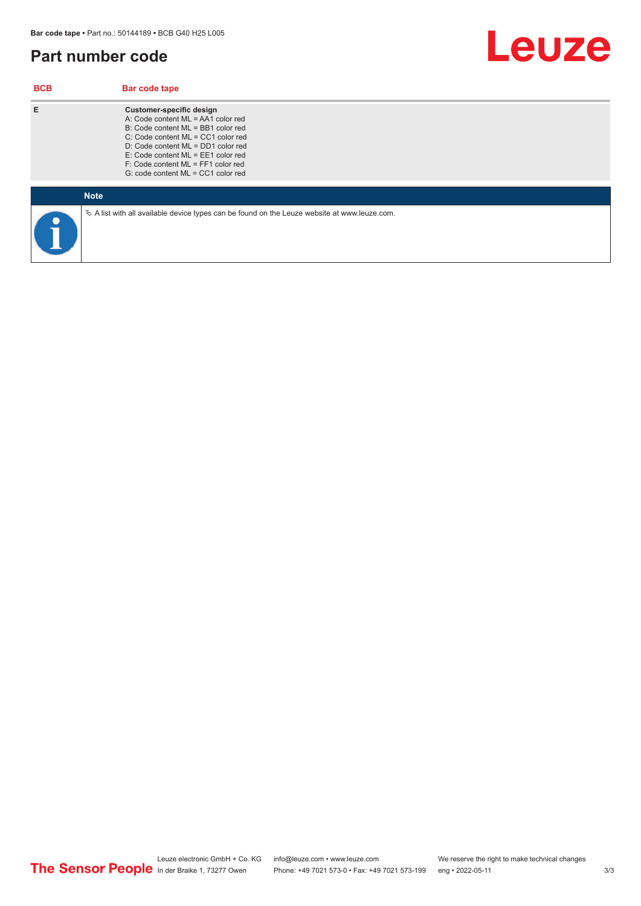# Part number code

| BCB | Bar code tape |
| --- | --- |
| E | **Customer-specific design**<br>A: Code content ML = AA1 color red<br>B: Code content ML = BB1 color red<br>C: Code content ML = CC1 color red<br>D: Code content ML = DD1 color red<br>E: Code content ML = EE1 color red<br>F: Code content ML = FF1 color red<br>G: code content ML = CC1 color red |

**Note**

↳ A list with all available device types can be found on the Leuze website at www.leuze.com.